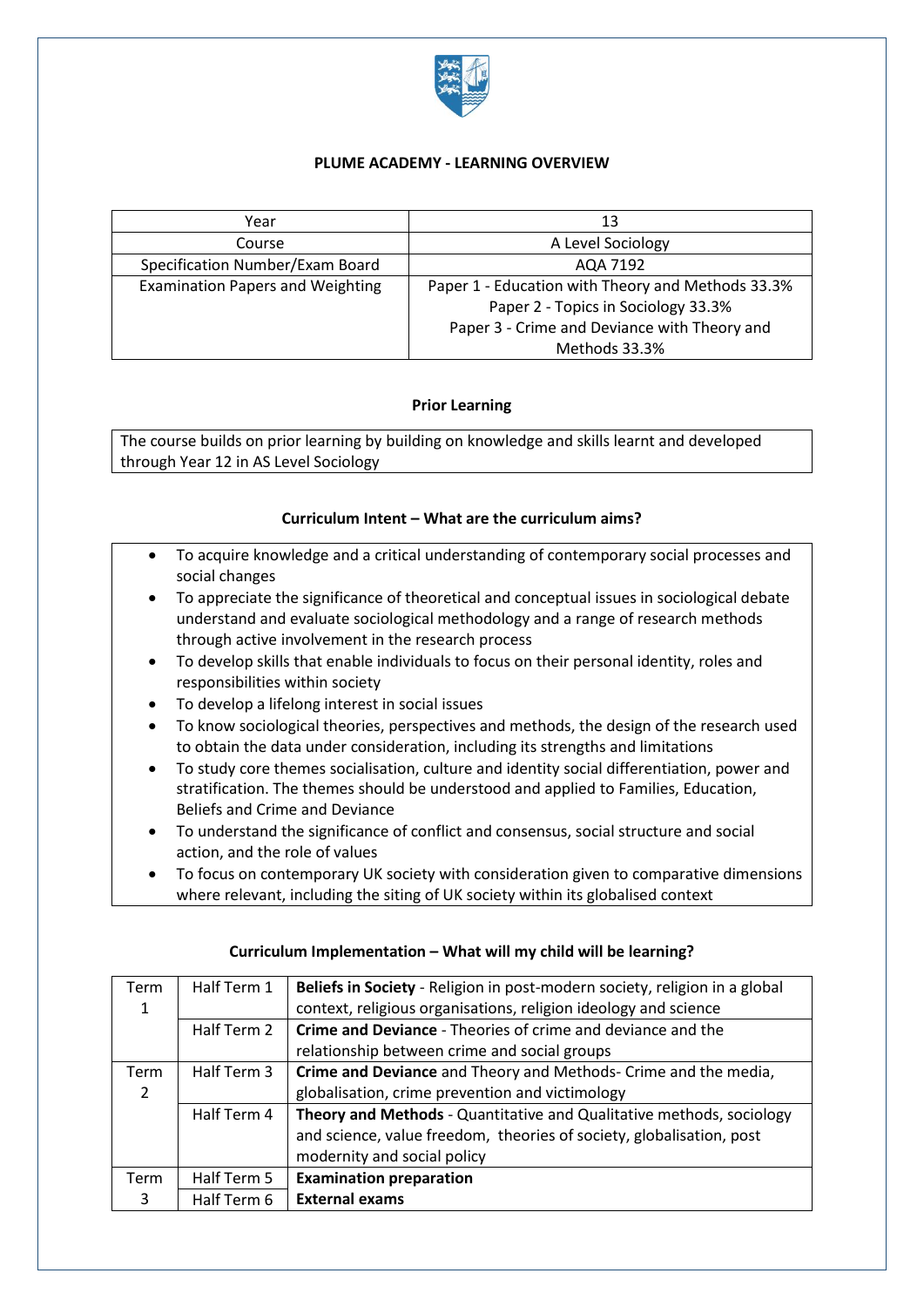## PLUME ACADEMY - LEARNING OVERVIEW

| | |
|---|---|
| Year | 13 |
| Course | A Level Sociology |
| Specification Number/Exam Board | AQA 7192 |
| Examination Papers and Weighting | Paper 1 - Education with Theory and Methods 33.3%<br>Paper 2 - Topics in Sociology 33.3%<br>Paper 3 - Crime and Deviance with Theory and Methods 33.3% |

### Prior Learning

The course builds on prior learning by building on knowledge and skills learnt and developed through Year 12 in AS Level Sociology

### Curriculum Intent – What are the curriculum aims?

- To acquire knowledge and a critical understanding of contemporary social processes and social changes
- To appreciate the significance of theoretical and conceptual issues in sociological debate understand and evaluate sociological methodology and a range of research methods through active involvement in the research process
- To develop skills that enable individuals to focus on their personal identity, roles and responsibilities within society
- To develop a lifelong interest in social issues
- To know sociological theories, perspectives and methods, the design of the research used to obtain the data under consideration, including its strengths and limitations
- To study core themes socialisation, culture and identity social differentiation, power and stratification. The themes should be understood and applied to Families, Education, Beliefs and Crime and Deviance
- To understand the significance of conflict and consensus, social structure and social action, and the role of values
- To focus on contemporary UK society with consideration given to comparative dimensions where relevant, including the siting of UK society within its globalised context

### Curriculum Implementation – What will my child will be learning?

| | | |
|---|---|---|
| Term 1 | Half Term 1 | **Beliefs in Society** - Religion in post-modern society, religion in a global context, religious organisations, religion ideology and science |
| | Half Term 2 | **Crime and Deviance** - Theories of crime and deviance and the relationship between crime and social groups |
| Term 2 | Half Term 3 | **Crime and Deviance** and Theory and Methods- Crime and the media, globalisation, crime prevention and victimology |
| | Half Term 4 | **Theory and Methods** - Quantitative and Qualitative methods, sociology and science, value freedom, theories of society, globalisation, post modernity and social policy |
| Term 3 | Half Term 5 | **Examination preparation** |
| | Half Term 6 | **External exams** |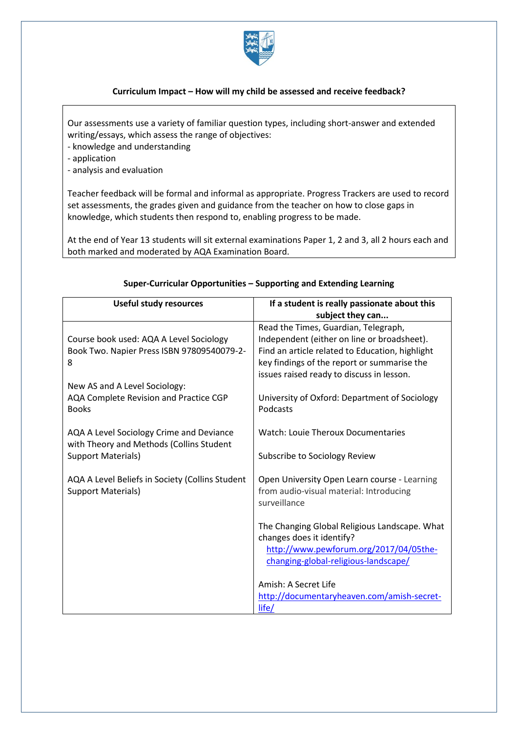**Curriculum Impact – How will my child be assessed and receive feedback?**

Our assessments use a variety of familiar question types, including short-answer and extended writing/essays, which assess the range of objectives:
- knowledge and understanding
- application
- analysis and evaluation

Teacher feedback will be formal and informal as appropriate. Progress Trackers are used to record set assessments, the grades given and guidance from the teacher on how to close gaps in knowledge, which students then respond to, enabling progress to be made.

At the end of Year 13 students will sit external examinations Paper 1, 2 and 3, all 2 hours each and both marked and moderated by AQA Examination Board.

**Super-Curricular Opportunities – Supporting and Extending Learning**

| Useful study resources | If a student is really passionate about this subject they can... |
| --- | --- |
| Course book used: AQA A Level Sociology Book Two. Napier Press ISBN 97809540079-2-8<br><br>New AS and A Level Sociology: AQA Complete Revision and Practice CGP Books<br><br>AQA A Level Sociology Crime and Deviance with Theory and Methods (Collins Student Support Materials)<br><br>AQA A Level Beliefs in Society (Collins Student Support Materials) | Read the Times, Guardian, Telegraph, Independent (either on line or broadsheet). Find an article related to Education, highlight key findings of the report or summarise the issues raised ready to discuss in lesson.<br><br>University of Oxford: Department of Sociology Podcasts<br><br>Watch: Louie Theroux Documentaries<br><br>Subscribe to Sociology Review<br><br>Open University Open Learn course - Learning from audio-visual material: Introducing surveillance<br><br>The Changing Global Religious Landscape. What changes does it identify? http://www.pewforum.org/2017/04/05the-changing-global-religious-landscape/<br><br>Amish: A Secret Life http://documentaryheaven.com/amish-secret-life/ |